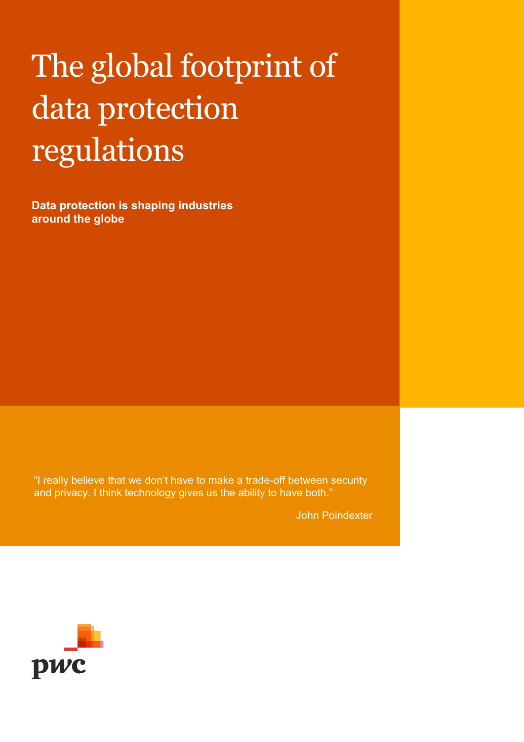# The global footprint of data protection regulations

**Data protection is shaping industries around the globe**

"I really believe that we don't have to make a trade-off between security and privacy. I think technology gives us the ability to have both."

John Poindexter

pwc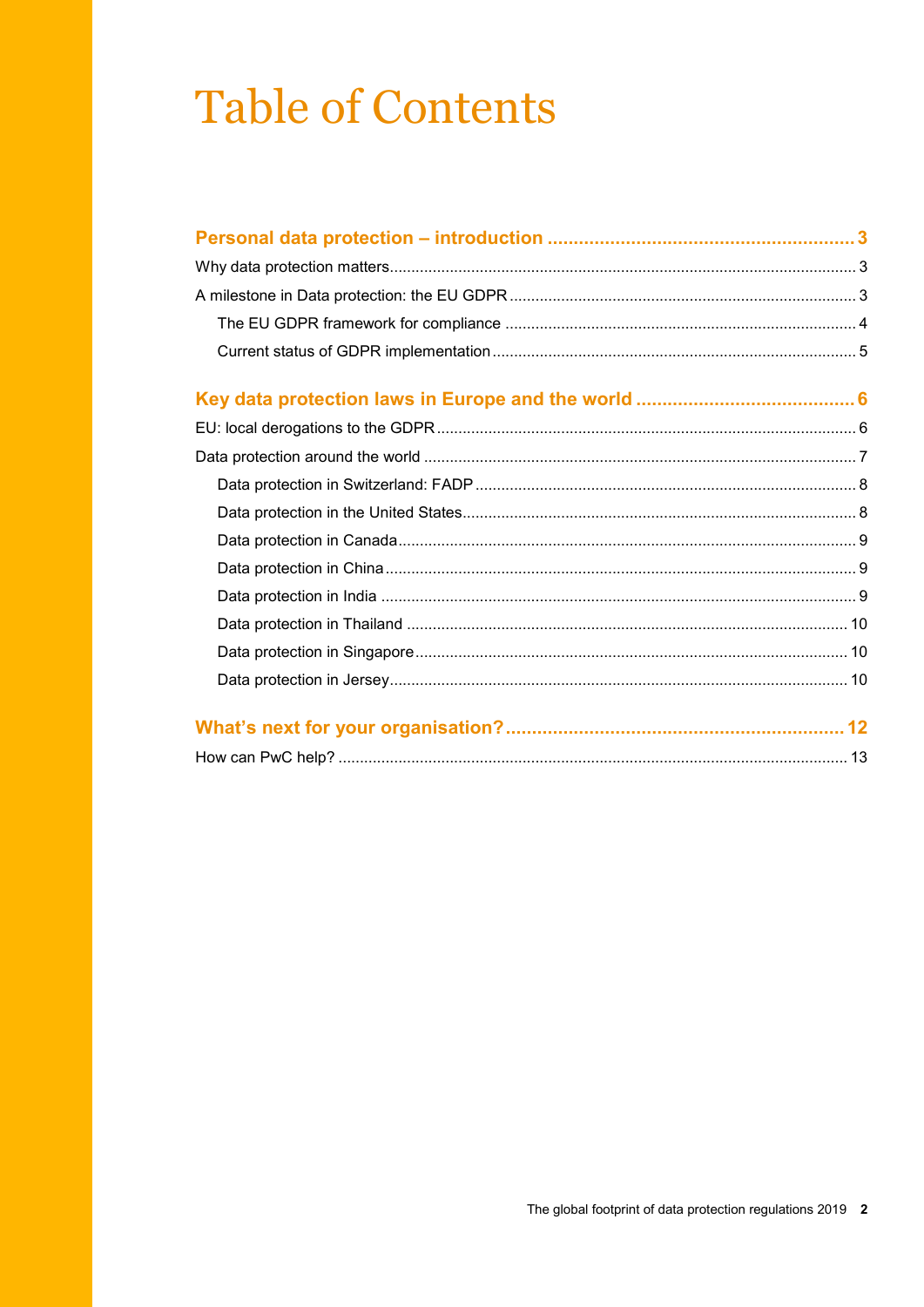# Table of Contents

**Personal data protection – introduction** ........................................................ 3

Why data protection matters ........................................................ 3

A milestone in Data protection: the EU GDPR ........................................................ 3

- The EU GDPR framework for compliance ........................................................ 4
- Current status of GDPR implementation ........................................................ 5

**Key data protection laws in Europe and the world** ........................................................ 6

EU: local derogations to the GDPR ........................................................ 6

Data protection around the world ........................................................ 7

- Data protection in Switzerland: FADP ........................................................ 8
- Data protection in the United States ........................................................ 8
- Data protection in Canada ........................................................ 9
- Data protection in China ........................................................ 9
- Data protection in India ........................................................ 9
- Data protection in Thailand ........................................................ 10
- Data protection in Singapore ........................................................ 10
- Data protection in Jersey ........................................................ 10

**What's next for your organisation?** ........................................................ 12

How can PwC help? ........................................................ 13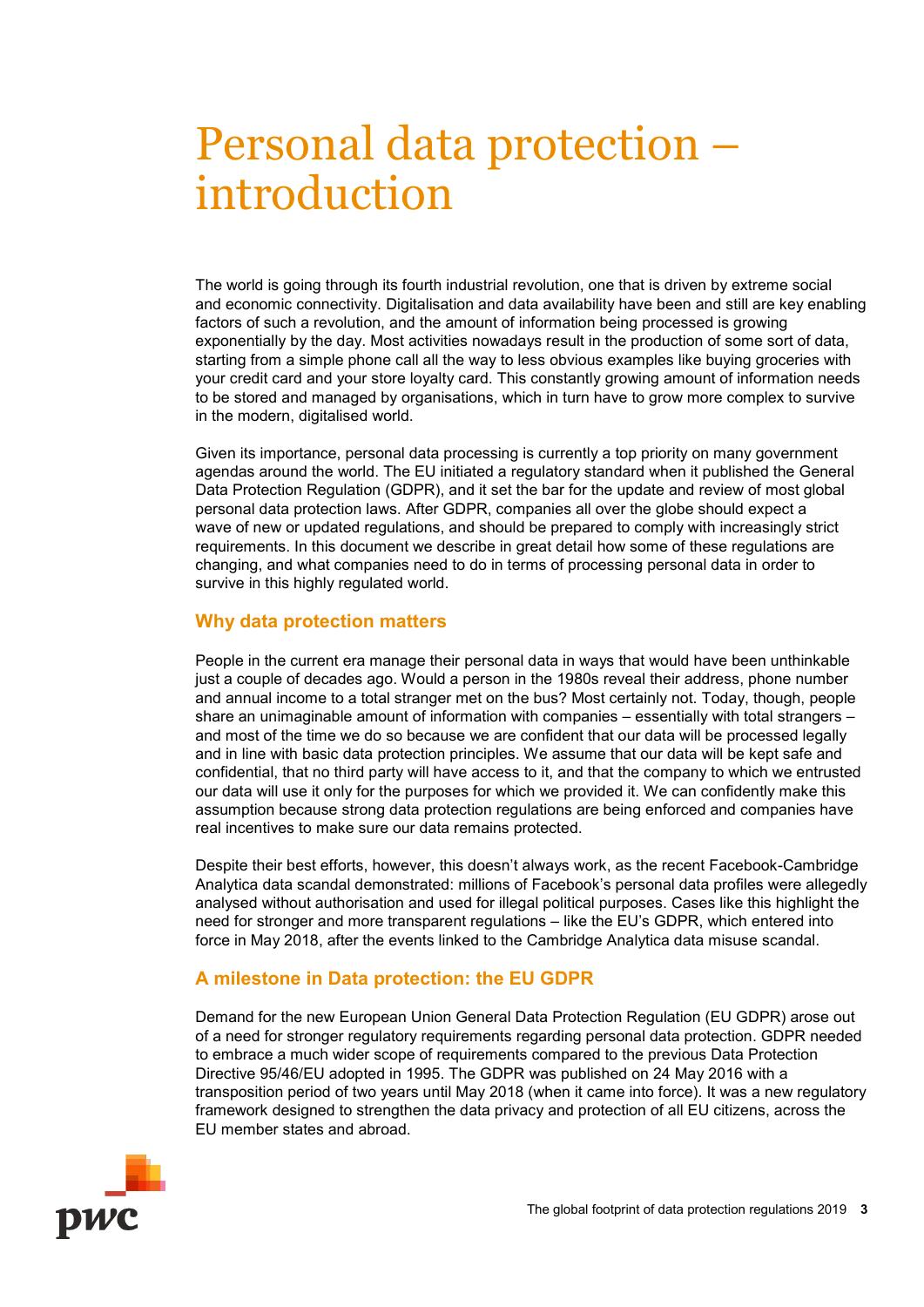# Personal data protection – introduction

The world is going through its fourth industrial revolution, one that is driven by extreme social and economic connectivity. Digitalisation and data availability have been and still are key enabling factors of such a revolution, and the amount of information being processed is growing exponentially by the day. Most activities nowadays result in the production of some sort of data, starting from a simple phone call all the way to less obvious examples like buying groceries with your credit card and your store loyalty card. This constantly growing amount of information needs to be stored and managed by organisations, which in turn have to grow more complex to survive in the modern, digitalised world.

Given its importance, personal data processing is currently a top priority on many government agendas around the world. The EU initiated a regulatory standard when it published the General Data Protection Regulation (GDPR), and it set the bar for the update and review of most global personal data protection laws. After GDPR, companies all over the globe should expect a wave of new or updated regulations, and should be prepared to comply with increasingly strict requirements. In this document we describe in great detail how some of these regulations are changing, and what companies need to do in terms of processing personal data in order to survive in this highly regulated world.

## Why data protection matters

People in the current era manage their personal data in ways that would have been unthinkable just a couple of decades ago. Would a person in the 1980s reveal their address, phone number and annual income to a total stranger met on the bus? Most certainly not. Today, though, people share an unimaginable amount of information with companies – essentially with total strangers – and most of the time we do so because we are confident that our data will be processed legally and in line with basic data protection principles. We assume that our data will be kept safe and confidential, that no third party will have access to it, and that the company to which we entrusted our data will use it only for the purposes for which we provided it. We can confidently make this assumption because strong data protection regulations are being enforced and companies have real incentives to make sure our data remains protected.

Despite their best efforts, however, this doesn't always work, as the recent Facebook-Cambridge Analytica data scandal demonstrated: millions of Facebook's personal data profiles were allegedly analysed without authorisation and used for illegal political purposes. Cases like this highlight the need for stronger and more transparent regulations – like the EU's GDPR, which entered into force in May 2018, after the events linked to the Cambridge Analytica data misuse scandal.

## A milestone in Data protection: the EU GDPR

Demand for the new European Union General Data Protection Regulation (EU GDPR) arose out of a need for stronger regulatory requirements regarding personal data protection. GDPR needed to embrace a much wider scope of requirements compared to the previous Data Protection Directive 95/46/EU adopted in 1995. The GDPR was published on 24 May 2016 with a transposition period of two years until May 2018 (when it came into force). It was a new regulatory framework designed to strengthen the data privacy and protection of all EU citizens, across the EU member states and abroad.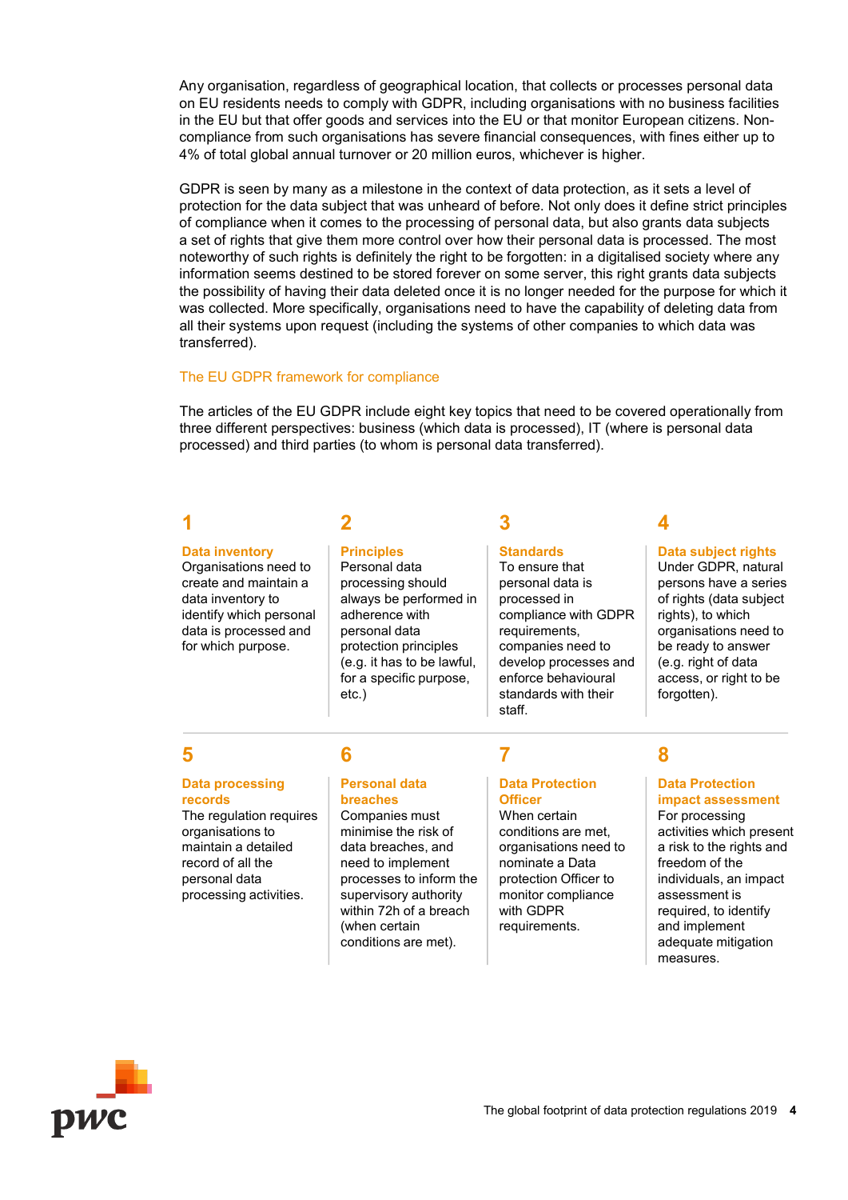Any organisation, regardless of geographical location, that collects or processes personal data on EU residents needs to comply with GDPR, including organisations with no business facilities in the EU but that offer goods and services into the EU or that monitor European citizens. Non-compliance from such organisations has severe financial consequences, with fines either up to 4% of total global annual turnover or 20 million euros, whichever is higher.

GDPR is seen by many as a milestone in the context of data protection, as it sets a level of protection for the data subject that was unheard of before. Not only does it define strict principles of compliance when it comes to the processing of personal data, but also grants data subjects a set of rights that give them more control over how their personal data is processed. The most noteworthy of such rights is definitely the right to be forgotten: in a digitalised society where any information seems destined to be stored forever on some server, this right grants data subjects the possibility of having their data deleted once it is no longer needed for the purpose for which it was collected. More specifically, organisations need to have the capability of deleting data from all their systems upon request (including the systems of other companies to which data was transferred).

## The EU GDPR framework for compliance

The articles of the EU GDPR include eight key topics that need to be covered operationally from three different perspectives: business (which data is processed), IT (where is personal data processed) and third parties (to whom is personal data transferred).

**1**

**Data inventory**
Organisations need to create and maintain a data inventory to identify which personal data is processed and for which purpose.

**2**

**Principles**
Personal data processing should always be performed in adherence with personal data protection principles (e.g. it has to be lawful, for a specific purpose, etc.)

**3**

**Standards**
To ensure that personal data is processed in compliance with GDPR requirements, companies need to develop processes and enforce behavioural standards with their staff.

**4**

**Data subject rights**
Under GDPR, natural persons have a series of rights (data subject rights), to which organisations need to be ready to answer (e.g. right of data access, or right to be forgotten).

**5**

**Data processing records**
The regulation requires organisations to maintain a detailed record of all the personal data processing activities.

**6**

**Personal data breaches**
Companies must minimise the risk of data breaches, and need to implement processes to inform the supervisory authority within 72h of a breach (when certain conditions are met).

**7**

**Data Protection Officer**
When certain conditions are met, organisations need to nominate a Data protection Officer to monitor compliance with GDPR requirements.

**8**

**Data Protection impact assessment**
For processing activities which present a risk to the rights and freedom of the individuals, an impact assessment is required, to identify and implement adequate mitigation measures.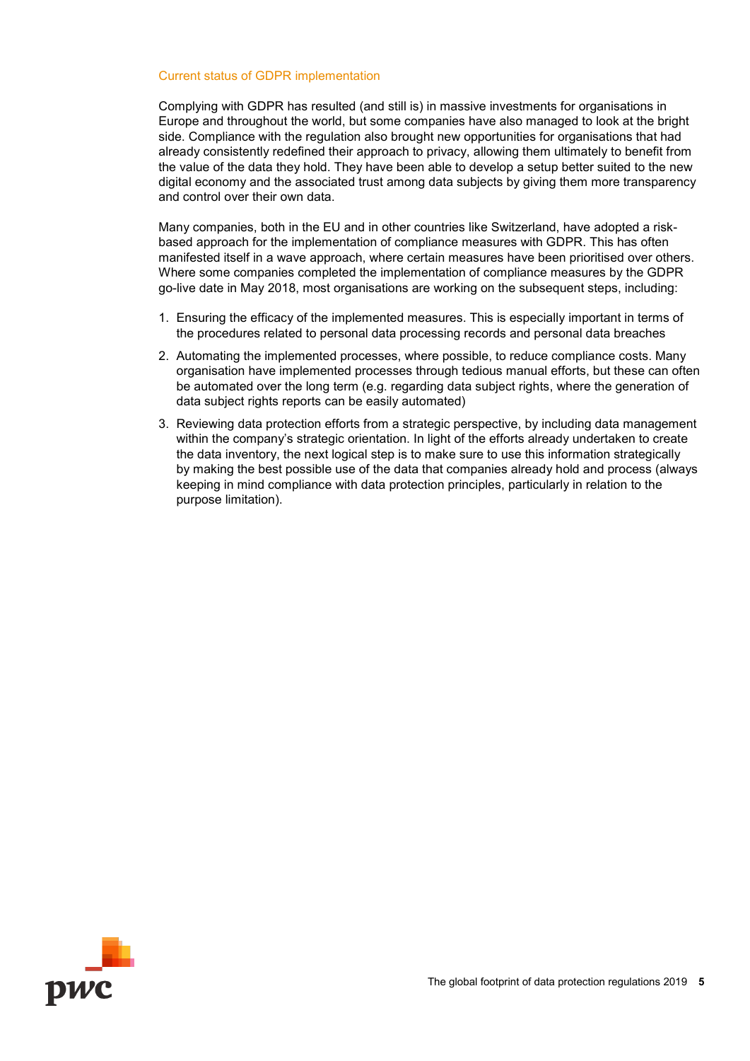## Current status of GDPR implementation

Complying with GDPR has resulted (and still is) in massive investments for organisations in Europe and throughout the world, but some companies have also managed to look at the bright side. Compliance with the regulation also brought new opportunities for organisations that had already consistently redefined their approach to privacy, allowing them ultimately to benefit from the value of the data they hold. They have been able to develop a setup better suited to the new digital economy and the associated trust among data subjects by giving them more transparency and control over their own data.

Many companies, both in the EU and in other countries like Switzerland, have adopted a risk-based approach for the implementation of compliance measures with GDPR. This has often manifested itself in a wave approach, where certain measures have been prioritised over others. Where some companies completed the implementation of compliance measures by the GDPR go-live date in May 2018, most organisations are working on the subsequent steps, including:

1. Ensuring the efficacy of the implemented measures. This is especially important in terms of the procedures related to personal data processing records and personal data breaches
2. Automating the implemented processes, where possible, to reduce compliance costs. Many organisation have implemented processes through tedious manual efforts, but these can often be automated over the long term (e.g. regarding data subject rights, where the generation of data subject rights reports can be easily automated)
3. Reviewing data protection efforts from a strategic perspective, by including data management within the company's strategic orientation. In light of the efforts already undertaken to create the data inventory, the next logical step is to make sure to use this information strategically by making the best possible use of the data that companies already hold and process (always keeping in mind compliance with data protection principles, particularly in relation to the purpose limitation).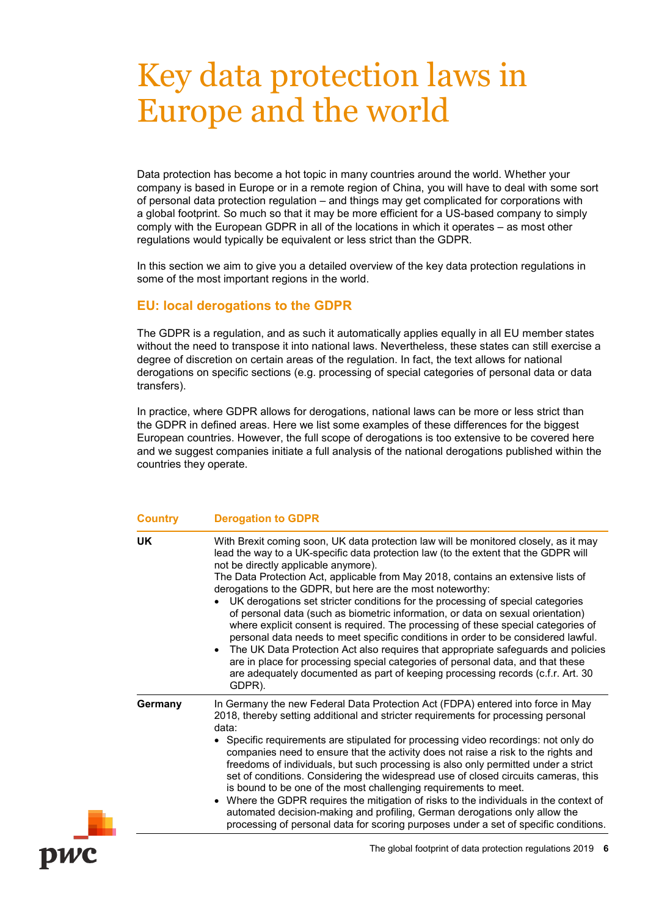# Key data protection laws in Europe and the world

Data protection has become a hot topic in many countries around the world. Whether your company is based in Europe or in a remote region of China, you will have to deal with some sort of personal data protection regulation – and things may get complicated for corporations with a global footprint. So much so that it may be more efficient for a US-based company to simply comply with the European GDPR in all of the locations in which it operates – as most other regulations would typically be equivalent or less strict than the GDPR.

In this section we aim to give you a detailed overview of the key data protection regulations in some of the most important regions in the world.

## EU: local derogations to the GDPR

The GDPR is a regulation, and as such it automatically applies equally in all EU member states without the need to transpose it into national laws. Nevertheless, these states can still exercise a degree of discretion on certain areas of the regulation. In fact, the text allows for national derogations on specific sections (e.g. processing of special categories of personal data or data transfers).

In practice, where GDPR allows for derogations, national laws can be more or less strict than the GDPR in defined areas. Here we list some examples of these differences for the biggest European countries. However, the full scope of derogations is too extensive to be covered here and we suggest companies initiate a full analysis of the national derogations published within the countries they operate.

| Country | Derogation to GDPR |
| --- | --- |
| **UK** | With Brexit coming soon, UK data protection law will be monitored closely, as it may lead the way to a UK-specific data protection law (to the extent that the GDPR will not be directly applicable anymore).<br>The Data Protection Act, applicable from May 2018, contains an extensive lists of derogations to the GDPR, but here are the most noteworthy:<br>• UK derogations set stricter conditions for the processing of special categories of personal data (such as biometric information, or data on sexual orientation) where explicit consent is required. The processing of these special categories of personal data needs to meet specific conditions in order to be considered lawful.<br>• The UK Data Protection Act also requires that appropriate safeguards and policies are in place for processing special categories of personal data, and that these are adequately documented as part of keeping processing records (c.f.r. Art. 30 GDPR). |
| **Germany** | In Germany the new Federal Data Protection Act (FDPA) entered into force in May 2018, thereby setting additional and stricter requirements for processing personal data:<br>• Specific requirements are stipulated for processing video recordings: not only do companies need to ensure that the activity does not raise a risk to the rights and freedoms of individuals, but such processing is also only permitted under a strict set of conditions. Considering the widespread use of closed circuits cameras, this is bound to be one of the most challenging requirements to meet.<br>• Where the GDPR requires the mitigation of risks to the individuals in the context of automated decision-making and profiling, German derogations only allow the processing of personal data for scoring purposes under a set of specific conditions. |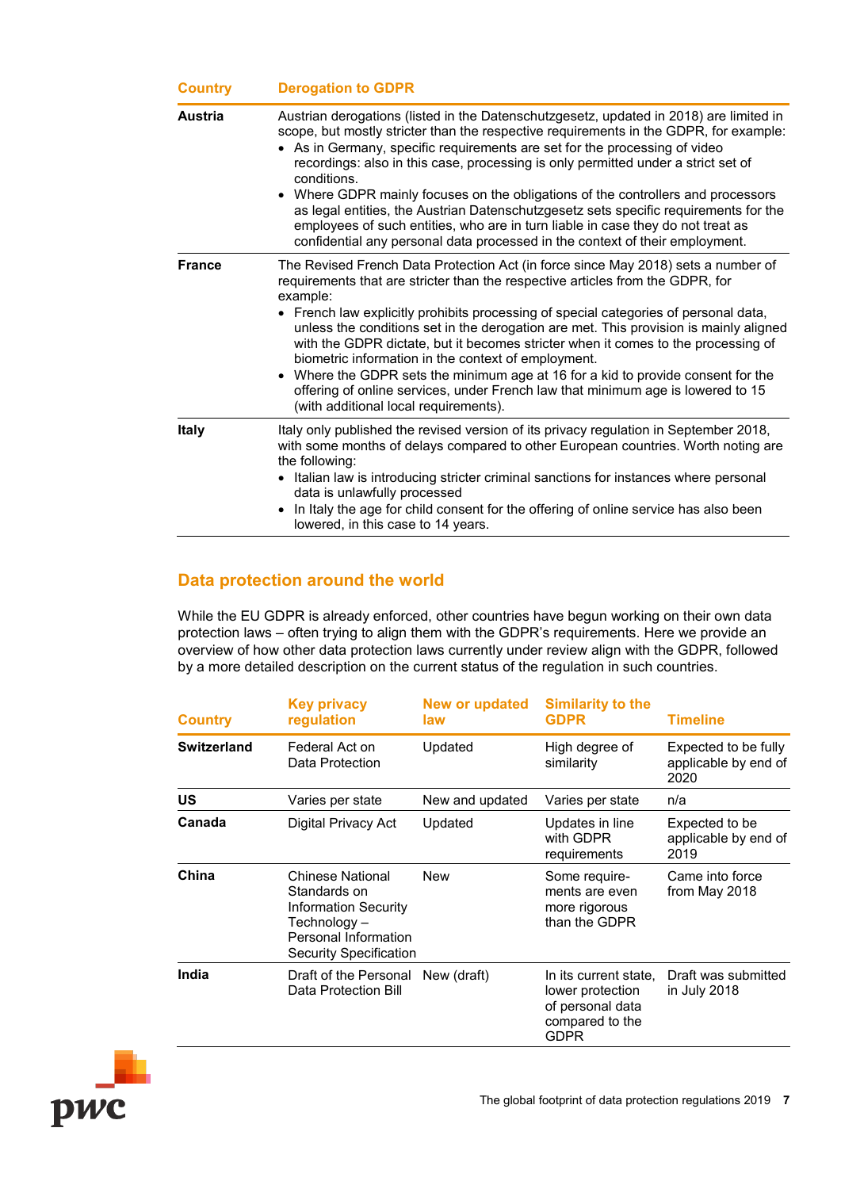| Country | Derogation to GDPR |
| --- | --- |
| **Austria** | Austrian derogations (listed in the Datenschutzgesetz, updated in 2018) are limited in scope, but mostly stricter than the respective requirements in the GDPR, for example:<br>• As in Germany, specific requirements are set for the processing of video recordings: also in this case, processing is only permitted under a strict set of conditions.<br>• Where GDPR mainly focuses on the obligations of the controllers and processors as legal entities, the Austrian Datenschutzgesetz sets specific requirements for the employees of such entities, who are in turn liable in case they do not treat as confidential any personal data processed in the context of their employment. |
| **France** | The Revised French Data Protection Act (in force since May 2018) sets a number of requirements that are stricter than the respective articles from the GDPR, for example:<br>• French law explicitly prohibits processing of special categories of personal data, unless the conditions set in the derogation are met. This provision is mainly aligned with the GDPR dictate, but it becomes stricter when it comes to the processing of biometric information in the context of employment.<br>• Where the GDPR sets the minimum age at 16 for a kid to provide consent for the offering of online services, under French law that minimum age is lowered to 15 (with additional local requirements). |
| **Italy** | Italy only published the revised version of its privacy regulation in September 2018, with some months of delays compared to other European countries. Worth noting are the following:<br>• Italian law is introducing stricter criminal sanctions for instances where personal data is unlawfully processed<br>• In Italy the age for child consent for the offering of online service has also been lowered, in this case to 14 years. |

## Data protection around the world

While the EU GDPR is already enforced, other countries have begun working on their own data protection laws – often trying to align them with the GDPR's requirements. Here we provide an overview of how other data protection laws currently under review align with the GDPR, followed by a more detailed description on the current status of the regulation in such countries.

| Country | Key privacy regulation | New or updated law | Similarity to the GDPR | Timeline |
| --- | --- | --- | --- | --- |
| **Switzerland** | Federal Act on Data Protection | Updated | High degree of similarity | Expected to be fully applicable by end of 2020 |
| **US** | Varies per state | New and updated | Varies per state | n/a |
| **Canada** | Digital Privacy Act | Updated | Updates in line with GDPR requirements | Expected to be applicable by end of 2019 |
| **China** | Chinese National Standards on Information Security Technology – Personal Information Security Specification | New | Some require-ments are even more rigorous than the GDPR | Came into force from May 2018 |
| **India** | Draft of the Personal Data Protection Bill | New (draft) | In its current state, lower protection of personal data compared to the GDPR | Draft was submitted in July 2018 |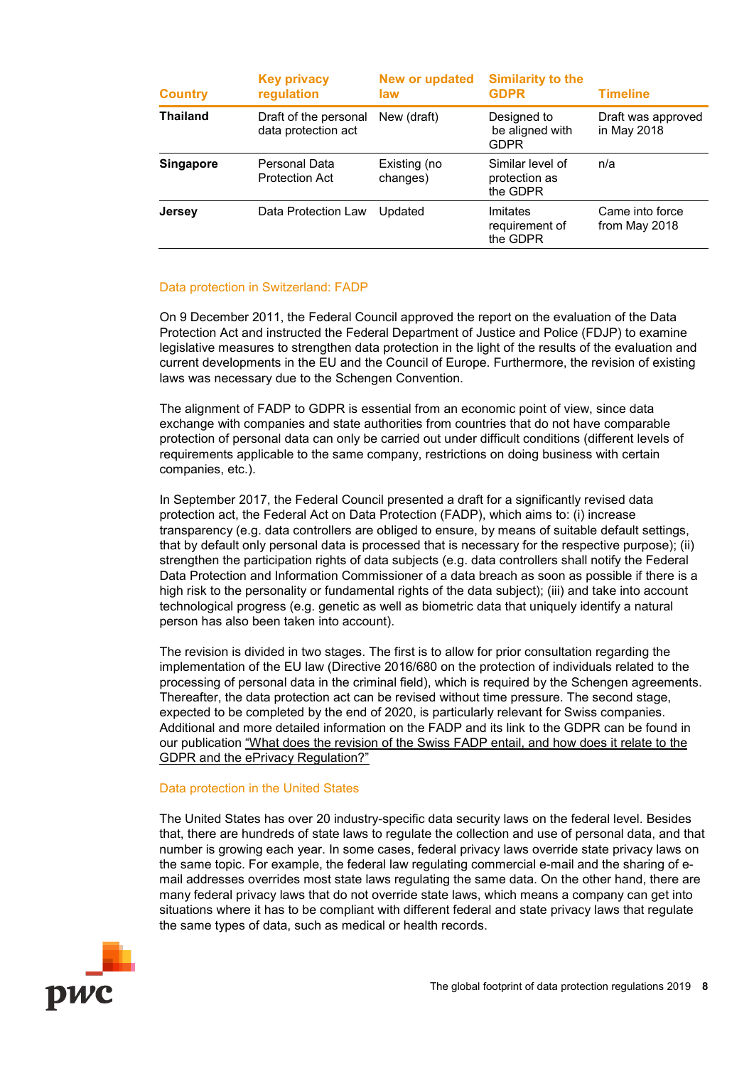| Country | Key privacy regulation | New or updated law | Similarity to the GDPR | Timeline |
|---|---|---|---|---|
| **Thailand** | Draft of the personal data protection act | New (draft) | Designed to be aligned with GDPR | Draft was approved in May 2018 |
| **Singapore** | Personal Data Protection Act | Existing (no changes) | Similar level of protection as the GDPR | n/a |
| **Jersey** | Data Protection Law | Updated | Imitates requirement of the GDPR | Came into force from May 2018 |

## Data protection in Switzerland: FADP

On 9 December 2011, the Federal Council approved the report on the evaluation of the Data Protection Act and instructed the Federal Department of Justice and Police (FDJP) to examine legislative measures to strengthen data protection in the light of the results of the evaluation and current developments in the EU and the Council of Europe. Furthermore, the revision of existing laws was necessary due to the Schengen Convention.

The alignment of FADP to GDPR is essential from an economic point of view, since data exchange with companies and state authorities from countries that do not have comparable protection of personal data can only be carried out under difficult conditions (different levels of requirements applicable to the same company, restrictions on doing business with certain companies, etc.).

In September 2017, the Federal Council presented a draft for a significantly revised data protection act, the Federal Act on Data Protection (FADP), which aims to: (i) increase transparency (e.g. data controllers are obliged to ensure, by means of suitable default settings, that by default only personal data is processed that is necessary for the respective purpose); (ii) strengthen the participation rights of data subjects (e.g. data controllers shall notify the Federal Data Protection and Information Commissioner of a data breach as soon as possible if there is a high risk to the personality or fundamental rights of the data subject); (iii) and take into account technological progress (e.g. genetic as well as biometric data that uniquely identify a natural person has also been taken into account).

The revision is divided in two stages. The first is to allow for prior consultation regarding the implementation of the EU law (Directive 2016/680 on the protection of individuals related to the processing of personal data in the criminal field), which is required by the Schengen agreements. Thereafter, the data protection act can be revised without time pressure. The second stage, expected to be completed by the end of 2020, is particularly relevant for Swiss companies. Additional and more detailed information on the FADP and its link to the GDPR can be found in our publication "What does the revision of the Swiss FADP entail, and how does it relate to the GDPR and the ePrivacy Regulation?"

## Data protection in the United States

The United States has over 20 industry-specific data security laws on the federal level. Besides that, there are hundreds of state laws to regulate the collection and use of personal data, and that number is growing each year. In some cases, federal privacy laws override state privacy laws on the same topic. For example, the federal law regulating commercial e-mail and the sharing of e-mail addresses overrides most state laws regulating the same data. On the other hand, there are many federal privacy laws that do not override state laws, which means a company can get into situations where it has to be compliant with different federal and state privacy laws that regulate the same types of data, such as medical or health records.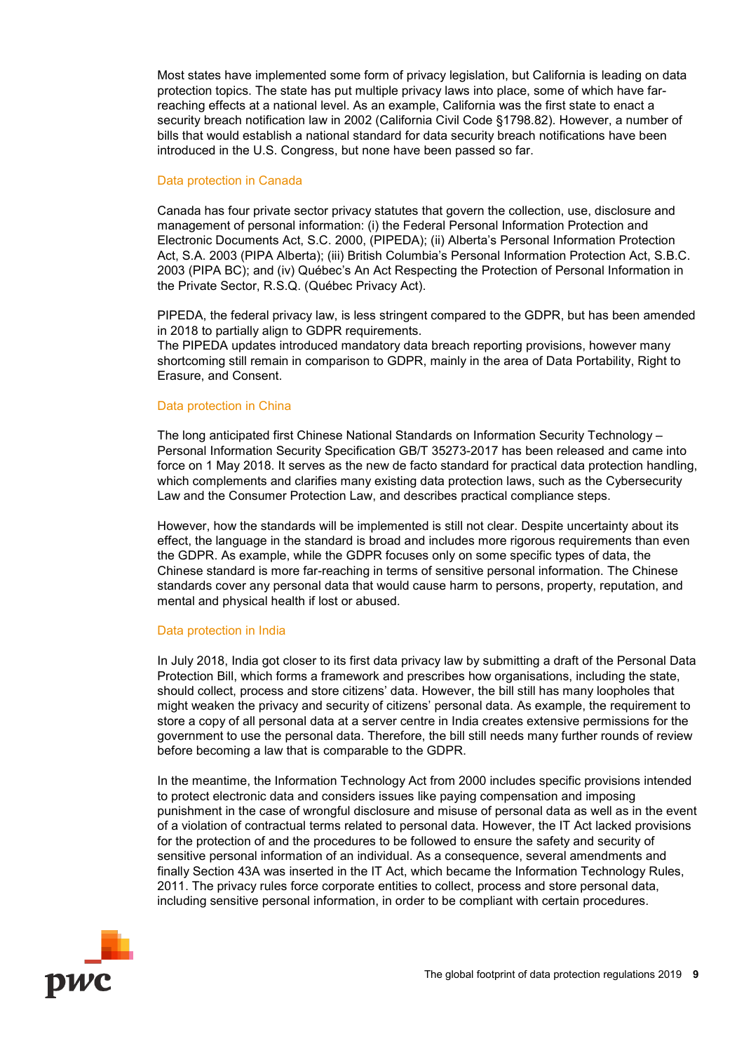Most states have implemented some form of privacy legislation, but California is leading on data protection topics. The state has put multiple privacy laws into place, some of which have far-reaching effects at a national level. As an example, California was the first state to enact a security breach notification law in 2002 (California Civil Code §1798.82). However, a number of bills that would establish a national standard for data security breach notifications have been introduced in the U.S. Congress, but none have been passed so far.

### Data protection in Canada

Canada has four private sector privacy statutes that govern the collection, use, disclosure and management of personal information: (i) the Federal Personal Information Protection and Electronic Documents Act, S.C. 2000, (PIPEDA); (ii) Alberta's Personal Information Protection Act, S.A. 2003 (PIPA Alberta); (iii) British Columbia's Personal Information Protection Act, S.B.C. 2003 (PIPA BC); and (iv) Québec's An Act Respecting the Protection of Personal Information in the Private Sector, R.S.Q. (Québec Privacy Act).

PIPEDA, the federal privacy law, is less stringent compared to the GDPR, but has been amended in 2018 to partially align to GDPR requirements.
The PIPEDA updates introduced mandatory data breach reporting provisions, however many shortcoming still remain in comparison to GDPR, mainly in the area of Data Portability, Right to Erasure, and Consent.

### Data protection in China

The long anticipated first Chinese National Standards on Information Security Technology – Personal Information Security Specification GB/T 35273-2017 has been released and came into force on 1 May 2018. It serves as the new de facto standard for practical data protection handling, which complements and clarifies many existing data protection laws, such as the Cybersecurity Law and the Consumer Protection Law, and describes practical compliance steps.

However, how the standards will be implemented is still not clear. Despite uncertainty about its effect, the language in the standard is broad and includes more rigorous requirements than even the GDPR. As example, while the GDPR focuses only on some specific types of data, the Chinese standard is more far-reaching in terms of sensitive personal information. The Chinese standards cover any personal data that would cause harm to persons, property, reputation, and mental and physical health if lost or abused.

### Data protection in India

In July 2018, India got closer to its first data privacy law by submitting a draft of the Personal Data Protection Bill, which forms a framework and prescribes how organisations, including the state, should collect, process and store citizens' data. However, the bill still has many loopholes that might weaken the privacy and security of citizens' personal data. As example, the requirement to store a copy of all personal data at a server centre in India creates extensive permissions for the government to use the personal data. Therefore, the bill still needs many further rounds of review before becoming a law that is comparable to the GDPR.

In the meantime, the Information Technology Act from 2000 includes specific provisions intended to protect electronic data and considers issues like paying compensation and imposing punishment in the case of wrongful disclosure and misuse of personal data as well as in the event of a violation of contractual terms related to personal data. However, the IT Act lacked provisions for the protection of and the procedures to be followed to ensure the safety and security of sensitive personal information of an individual. As a consequence, several amendments and finally Section 43A was inserted in the IT Act, which became the Information Technology Rules, 2011. The privacy rules force corporate entities to collect, process and store personal data, including sensitive personal information, in order to be compliant with certain procedures.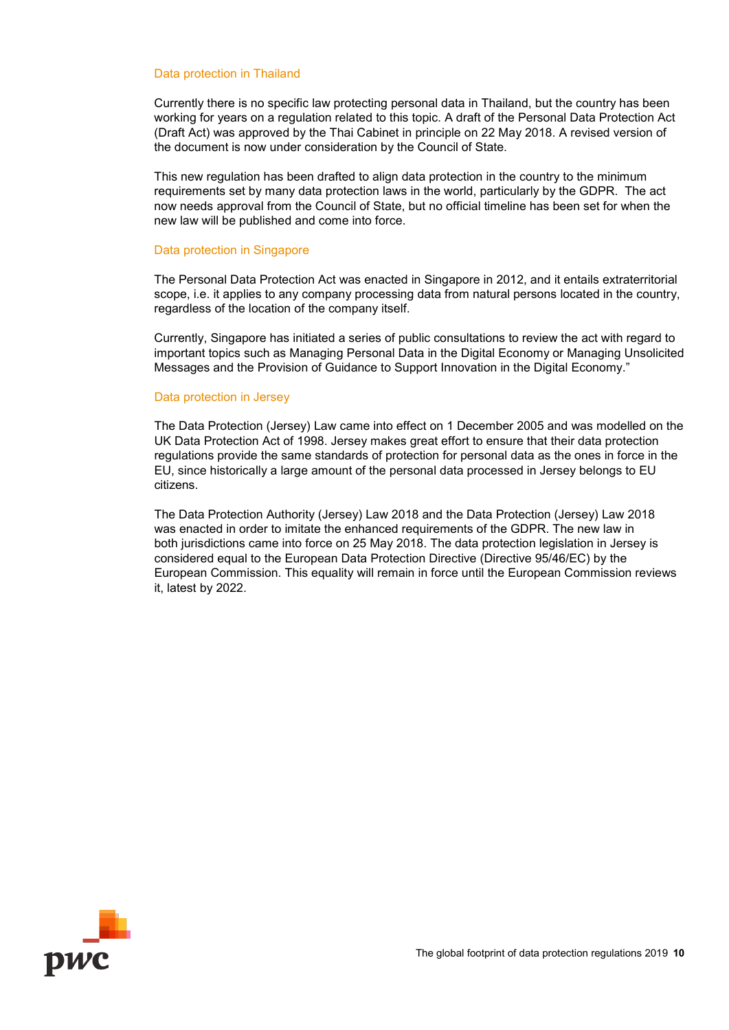### Data protection in Thailand

Currently there is no specific law protecting personal data in Thailand, but the country has been working for years on a regulation related to this topic. A draft of the Personal Data Protection Act (Draft Act) was approved by the Thai Cabinet in principle on 22 May 2018. A revised version of the document is now under consideration by the Council of State.

This new regulation has been drafted to align data protection in the country to the minimum requirements set by many data protection laws in the world, particularly by the GDPR. The act now needs approval from the Council of State, but no official timeline has been set for when the new law will be published and come into force.

### Data protection in Singapore

The Personal Data Protection Act was enacted in Singapore in 2012, and it entails extraterritorial scope, i.e. it applies to any company processing data from natural persons located in the country, regardless of the location of the company itself.

Currently, Singapore has initiated a series of public consultations to review the act with regard to important topics such as Managing Personal Data in the Digital Economy or Managing Unsolicited Messages and the Provision of Guidance to Support Innovation in the Digital Economy."

### Data protection in Jersey

The Data Protection (Jersey) Law came into effect on 1 December 2005 and was modelled on the UK Data Protection Act of 1998. Jersey makes great effort to ensure that their data protection regulations provide the same standards of protection for personal data as the ones in force in the EU, since historically a large amount of the personal data processed in Jersey belongs to EU citizens.

The Data Protection Authority (Jersey) Law 2018 and the Data Protection (Jersey) Law 2018 was enacted in order to imitate the enhanced requirements of the GDPR. The new law in both jurisdictions came into force on 25 May 2018. The data protection legislation in Jersey is considered equal to the European Data Protection Directive (Directive 95/46/EC) by the European Commission. This equality will remain in force until the European Commission reviews it, latest by 2022.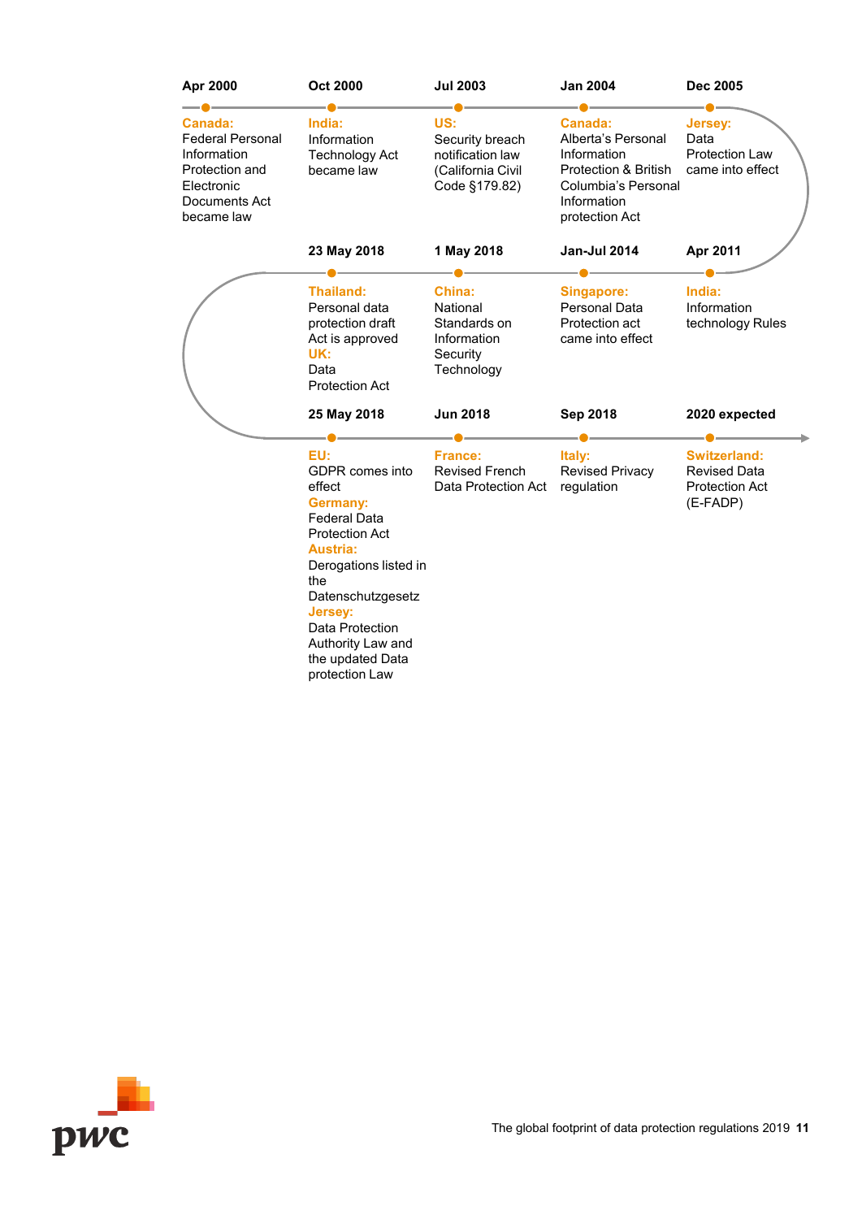**Apr 2000**
**Canada:** Federal Personal Information Protection and Electronic Documents Act became law

**Oct 2000**
**India:** Information Technology Act became law

**Jul 2003**
**US:** Security breach notification law (California Civil Code §179.82)

**Jan 2004**
**Canada:** Alberta's Personal Information Protection & British Columbia's Personal Information protection Act

**Dec 2005**
**Jersey:** Data Protection Law came into effect

**Apr 2011**
**India:** Information technology Rules

**Jan-Jul 2014**
**Singapore:** Personal Data Protection act came into effect

**1 May 2018**
**China:** National Standards on Information Security Technology

**23 May 2018**
**Thailand:** Personal data protection draft Act is approved
**UK:** Data Protection Act

**25 May 2018**
**EU:** GDPR comes into effect
**Germany:** Federal Data Protection Act
**Austria:** Derogations listed in the Datenschutzgesetz
**Jersey:** Data Protection Authority Law and the updated Data protection Law

**Jun 2018**
**France:** Revised French Data Protection Act

**Sep 2018**
**Italy:** Revised Privacy regulation

**2020 expected**
**Switzerland:** Revised Data Protection Act (E-FADP)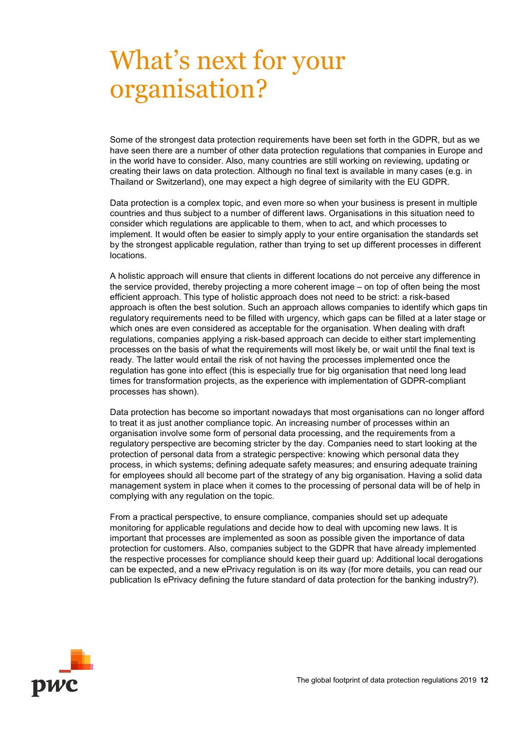# What's next for your organisation?

Some of the strongest data protection requirements have been set forth in the GDPR, but as we have seen there are a number of other data protection regulations that companies in Europe and in the world have to consider. Also, many countries are still working on reviewing, updating or creating their laws on data protection. Although no final text is available in many cases (e.g. in Thailand or Switzerland), one may expect a high degree of similarity with the EU GDPR.

Data protection is a complex topic, and even more so when your business is present in multiple countries and thus subject to a number of different laws. Organisations in this situation need to consider which regulations are applicable to them, when to act, and which processes to implement. It would often be easier to simply apply to your entire organisation the standards set by the strongest applicable regulation, rather than trying to set up different processes in different locations.

A holistic approach will ensure that clients in different locations do not perceive any difference in the service provided, thereby projecting a more coherent image – on top of often being the most efficient approach. This type of holistic approach does not need to be strict: a risk-based approach is often the best solution. Such an approach allows companies to identify which gaps tin regulatory requirements need to be filled with urgency, which gaps can be filled at a later stage or which ones are even considered as acceptable for the organisation. When dealing with draft regulations, companies applying a risk-based approach can decide to either start implementing processes on the basis of what the requirements will most likely be, or wait until the final text is ready. The latter would entail the risk of not having the processes implemented once the regulation has gone into effect (this is especially true for big organisation that need long lead times for transformation projects, as the experience with implementation of GDPR-compliant processes has shown).

Data protection has become so important nowadays that most organisations can no longer afford to treat it as just another compliance topic. An increasing number of processes within an organisation involve some form of personal data processing, and the requirements from a regulatory perspective are becoming stricter by the day. Companies need to start looking at the protection of personal data from a strategic perspective: knowing which personal data they process, in which systems; defining adequate safety measures; and ensuring adequate training for employees should all become part of the strategy of any big organisation. Having a solid data management system in place when it comes to the processing of personal data will be of help in complying with any regulation on the topic.

From a practical perspective, to ensure compliance, companies should set up adequate monitoring for applicable regulations and decide how to deal with upcoming new laws. It is important that processes are implemented as soon as possible given the importance of data protection for customers. Also, companies subject to the GDPR that have already implemented the respective processes for compliance should keep their guard up: Additional local derogations can be expected, and a new ePrivacy regulation is on its way (for more details, you can read our publication Is ePrivacy defining the future standard of data protection for the banking industry?).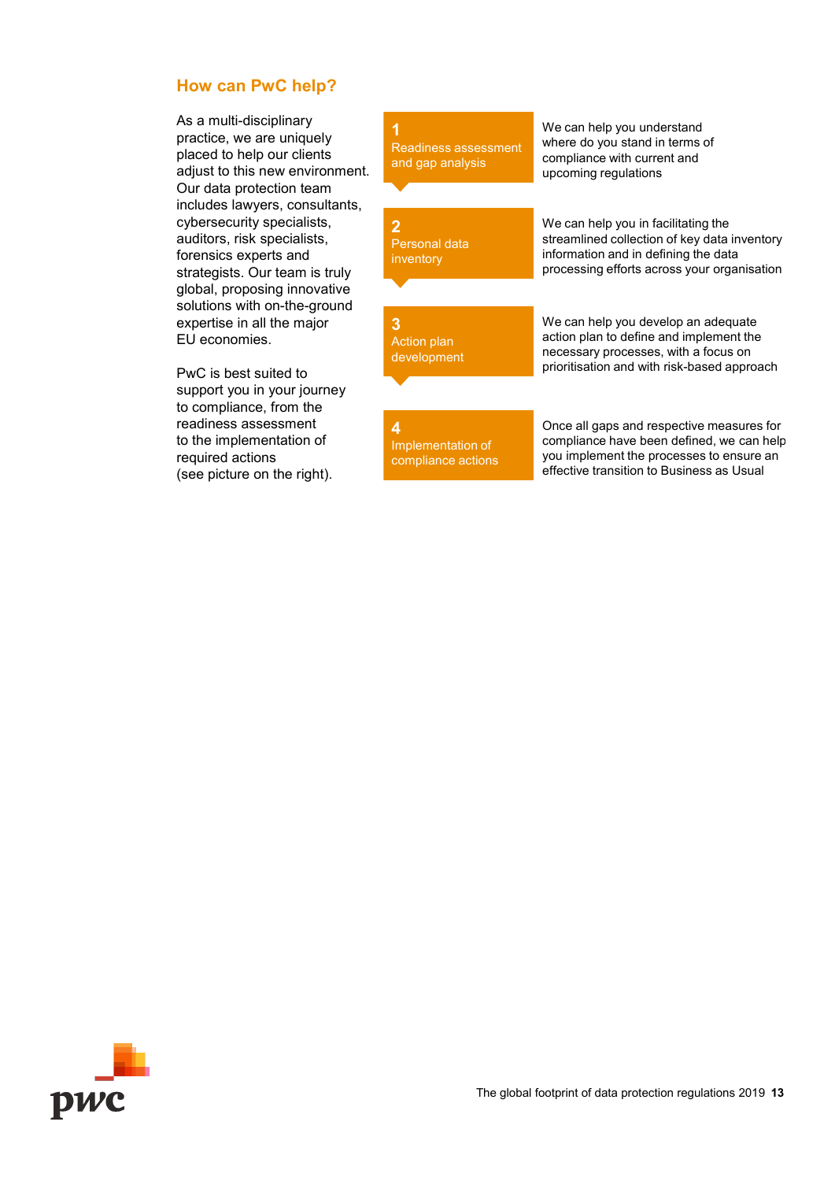## How can PwC help?

As a multi-disciplinary practice, we are uniquely placed to help our clients adjust to this new environment. Our data protection team includes lawyers, consultants, cybersecurity specialists, auditors, risk specialists, forensics experts and strategists. Our team is truly global, proposing innovative solutions with on-the-ground expertise in all the major EU economies.

PwC is best suited to support you in your journey to compliance, from the readiness assessment to the implementation of required actions (see picture on the right).

**1 Readiness assessment and gap analysis**

We can help you understand where do you stand in terms of compliance with current and upcoming regulations

**2 Personal data inventory**

We can help you in facilitating the streamlined collection of key data inventory information and in defining the data processing efforts across your organisation

**3 Action plan development**

We can help you develop an adequate action plan to define and implement the necessary processes, with a focus on prioritisation and with risk-based approach

**4 Implementation of compliance actions**

Once all gaps and respective measures for compliance have been defined, we can help you implement the processes to ensure an effective transition to Business as Usual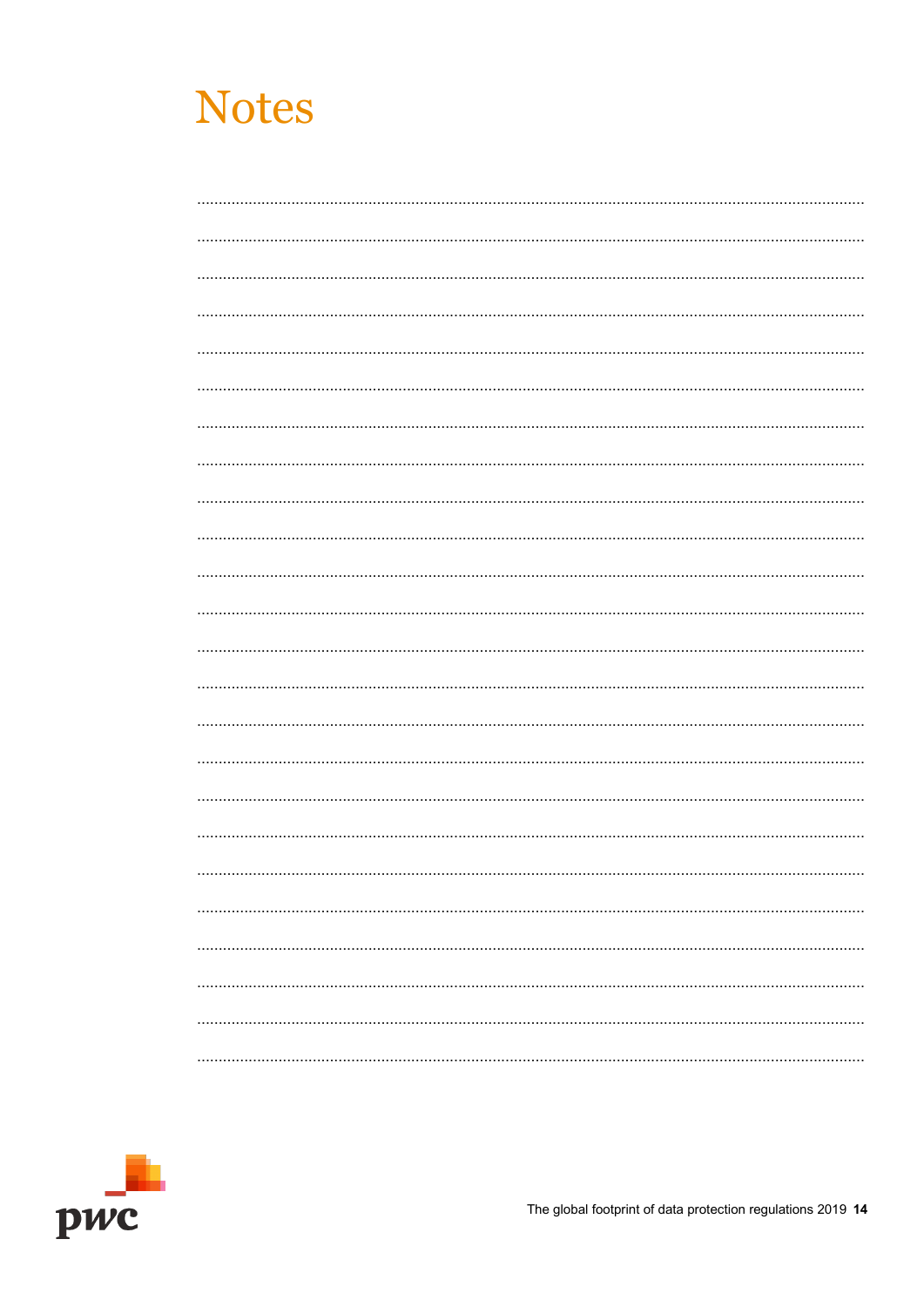# Notes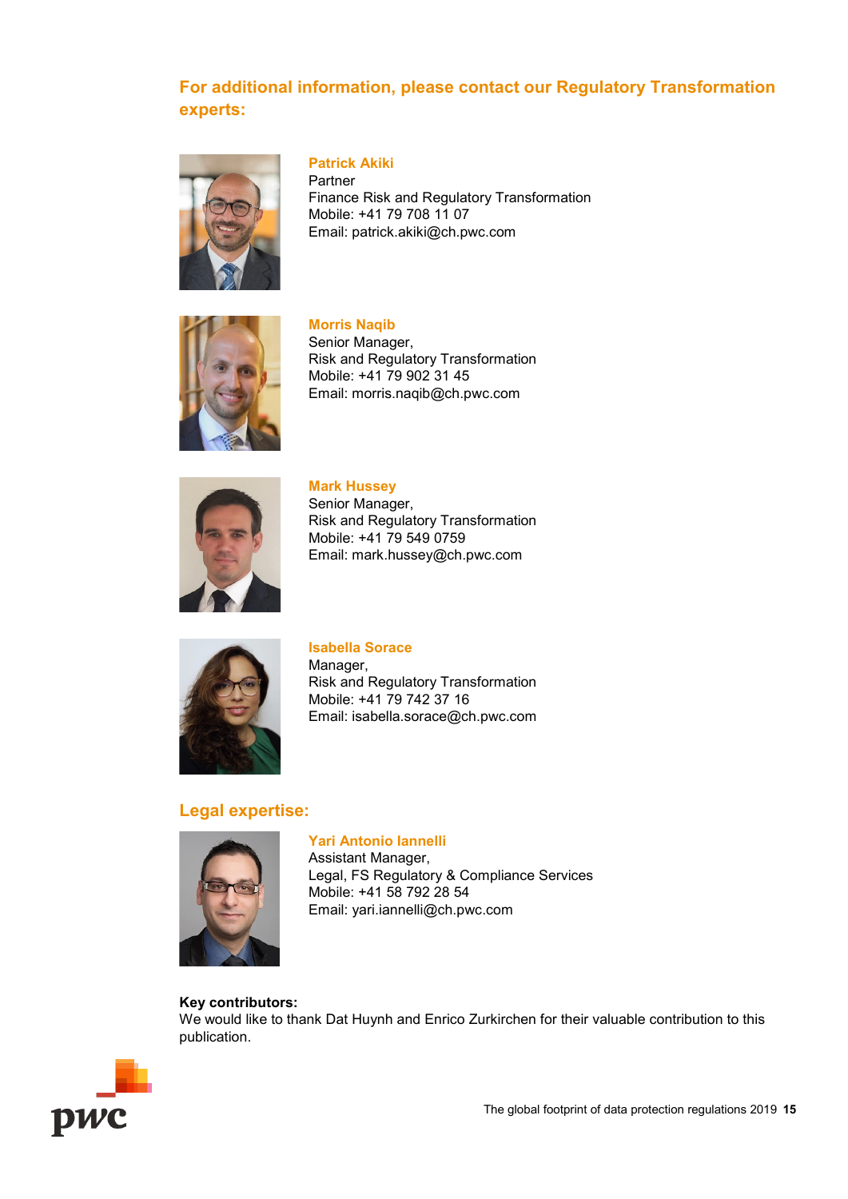## For additional information, please contact our Regulatory Transformation experts:

**Patrick Akiki**
Partner
Finance Risk and Regulatory Transformation
Mobile: +41 79 708 11 07
Email: patrick.akiki@ch.pwc.com

**Morris Naqib**
Senior Manager,
Risk and Regulatory Transformation
Mobile: +41 79 902 31 45
Email: morris.naqib@ch.pwc.com

**Mark Hussey**
Senior Manager,
Risk and Regulatory Transformation
Mobile: +41 79 549 0759
Email: mark.hussey@ch.pwc.com

**Isabella Sorace**
Manager,
Risk and Regulatory Transformation
Mobile: +41 79 742 37 16
Email: isabella.sorace@ch.pwc.com

## Legal expertise:

**Yari Antonio Iannelli**
Assistant Manager,
Legal, FS Regulatory & Compliance Services
Mobile: +41 58 792 28 54
Email: yari.iannelli@ch.pwc.com

**Key contributors:**
We would like to thank Dat Huynh and Enrico Zurkirchen for their valuable contribution to this publication.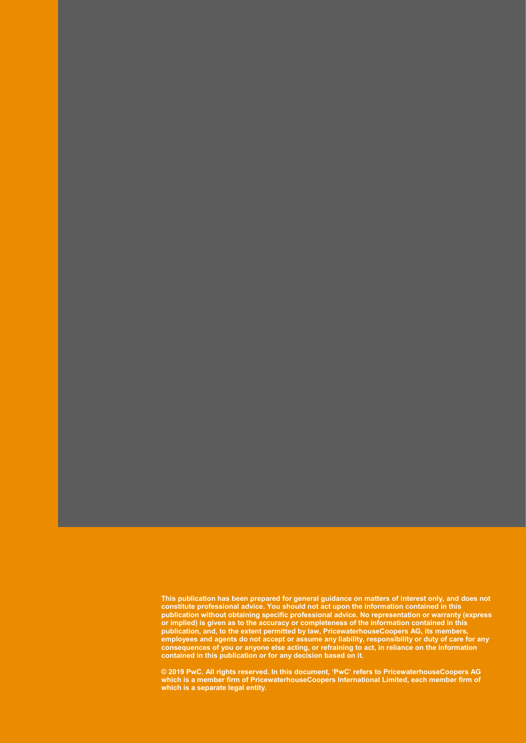This publication has been prepared for general guidance on matters of interest only, and does not constitute professional advice. You should not act upon the information contained in this publication without obtaining specific professional advice. No representation or warranty (express or implied) is given as to the accuracy or completeness of the information contained in this publication, and, to the extent permitted by law, PricewaterhouseCoopers AG, its members, employees and agents do not accept or assume any liability, responsibility or duty of care for any consequences of you or anyone else acting, or refraining to act, in reliance on the information contained in this publication or for any decision based on it.

© 2019 PwC. All rights reserved. In this document, 'PwC' refers to PricewaterhouseCoopers AG which is a member firm of PricewaterhouseCoopers International Limited, each member firm of which is a separate legal entity.